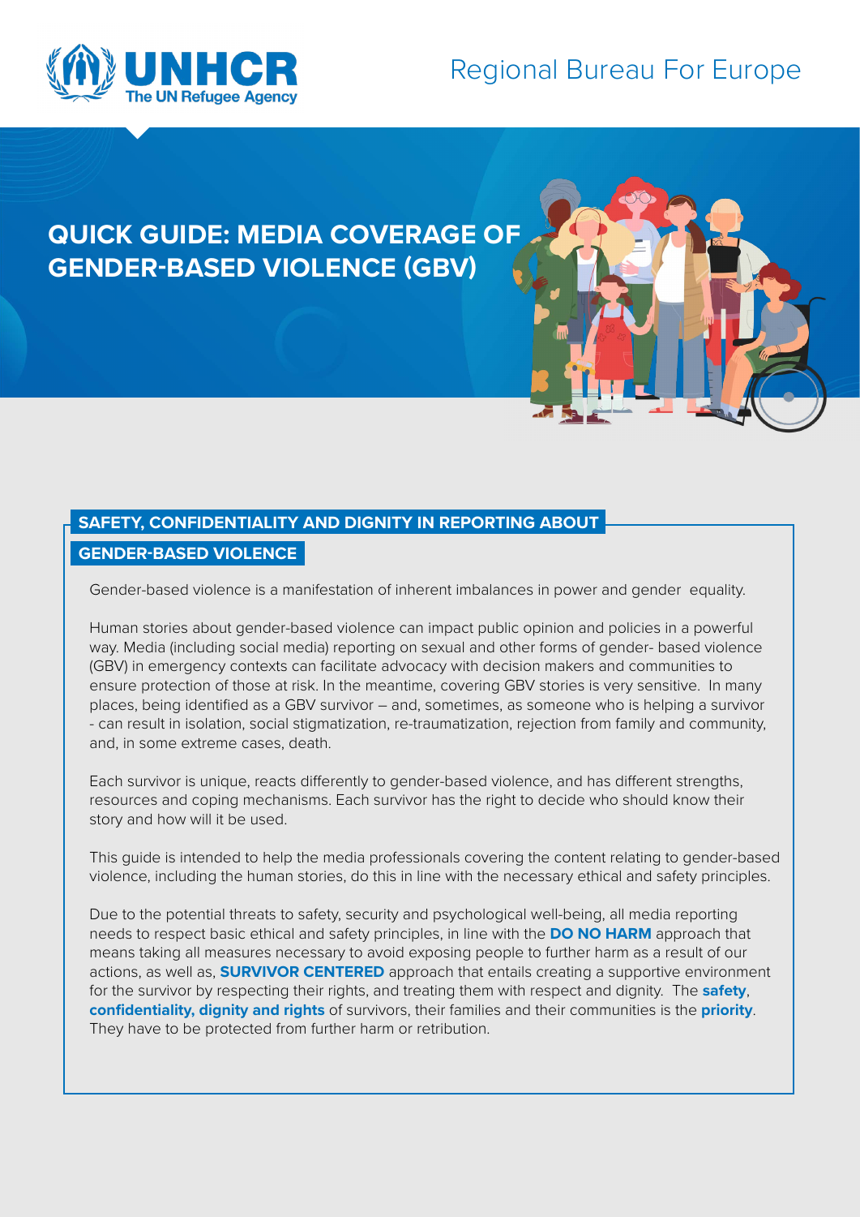UNHCR The UN Refugee Agency

Regional Bureau For Europe

# QUICK GUIDE: MEDIA COVERAGE OF GENDER-BASED VIOLENCE (GBV)

## SAFETY, CONFIDENTIALITY AND DIGNITY IN REPORTING ABOUT GENDER-BASED VIOLENCE

Gender-based violence is a manifestation of inherent imbalances in power and gender equality.

Human stories about gender-based violence can impact public opinion and policies in a powerful way. Media (including social media) reporting on sexual and other forms of gender- based violence (GBV) in emergency contexts can facilitate advocacy with decision makers and communities to ensure protection of those at risk. In the meantime, covering GBV stories is very sensitive. In many places, being identified as a GBV survivor – and, sometimes, as someone who is helping a survivor - can result in isolation, social stigmatization, re-traumatization, rejection from family and community, and, in some extreme cases, death.

Each survivor is unique, reacts differently to gender-based violence, and has different strengths, resources and coping mechanisms. Each survivor has the right to decide who should know their story and how will it be used.

This guide is intended to help the media professionals covering the content relating to gender-based violence, including the human stories, do this in line with the necessary ethical and safety principles.

Due to the potential threats to safety, security and psychological well-being, all media reporting needs to respect basic ethical and safety principles, in line with the **DO NO HARM** approach that means taking all measures necessary to avoid exposing people to further harm as a result of our actions, as well as, **SURVIVOR CENTERED** approach that entails creating a supportive environment for the survivor by respecting their rights, and treating them with respect and dignity. The **safety**, **confidentiality, dignity and rights** of survivors, their families and their communities is the **priority**. They have to be protected from further harm or retribution.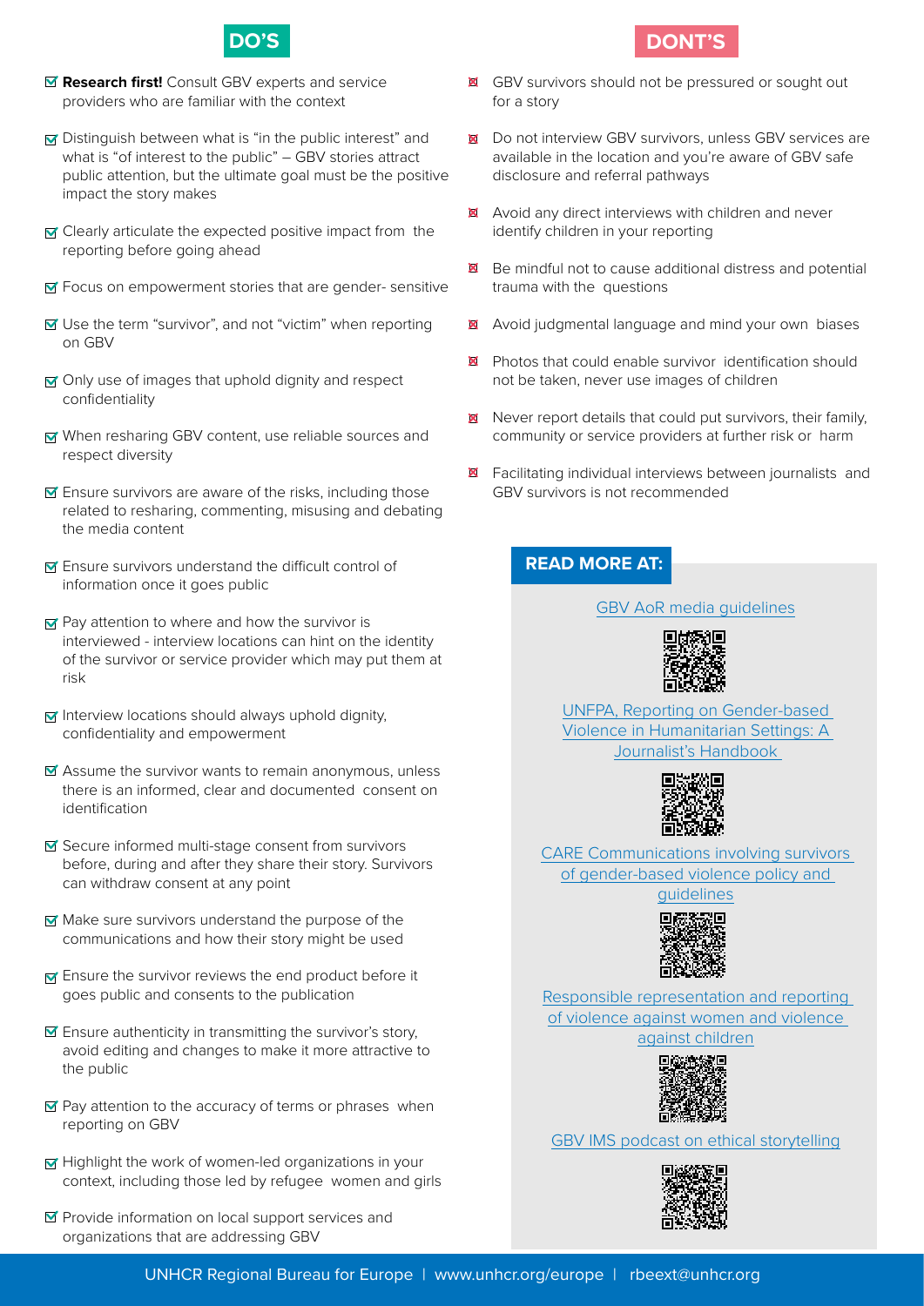## DO'S

- **Research first!** Consult GBV experts and service providers who are familiar with the context
- Distinguish between what is "in the public interest" and what is "of interest to the public" – GBV stories attract public attention, but the ultimate goal must be the positive impact the story makes
- Clearly articulate the expected positive impact from the reporting before going ahead
- Focus on empowerment stories that are gender- sensitive
- Use the term "survivor", and not "victim" when reporting on GBV
- Only use of images that uphold dignity and respect confidentiality
- When resharing GBV content, use reliable sources and respect diversity
- Ensure survivors are aware of the risks, including those related to resharing, commenting, misusing and debating the media content
- Ensure survivors understand the difficult control of information once it goes public
- Pay attention to where and how the survivor is interviewed - interview locations can hint on the identity of the survivor or service provider which may put them at risk
- Interview locations should always uphold dignity, confidentiality and empowerment
- Assume the survivor wants to remain anonymous, unless there is an informed, clear and documented consent on identification
- Secure informed multi-stage consent from survivors before, during and after they share their story. Survivors can withdraw consent at any point
- Make sure survivors understand the purpose of the communications and how their story might be used
- Ensure the survivor reviews the end product before it goes public and consents to the publication
- Ensure authenticity in transmitting the survivor's story, avoid editing and changes to make it more attractive to the public
- Pay attention to the accuracy of terms or phrases when reporting on GBV
- Highlight the work of women-led organizations in your context, including those led by refugee women and girls
- Provide information on local support services and organizations that are addressing GBV

## DONT'S

- GBV survivors should not be pressured or sought out for a story
- Do not interview GBV survivors, unless GBV services are available in the location and you're aware of GBV safe disclosure and referral pathways
- Avoid any direct interviews with children and never identify children in your reporting
- Be mindful not to cause additional distress and potential trauma with the questions
- Avoid judgmental language and mind your own biases
- Photos that could enable survivor identification should not be taken, never use images of children
- Never report details that could put survivors, their family, community or service providers at further risk or harm
- Facilitating individual interviews between journalists and GBV survivors is not recommended

## READ MORE AT:

- GBV AoR media guidelines
- UNFPA, Reporting on Gender-based Violence in Humanitarian Settings: A Journalist's Handbook
- CARE Communications involving survivors of gender-based violence policy and guidelines
- Responsible representation and reporting of violence against women and violence against children
- GBV IMS podcast on ethical storytelling

UNHCR Regional Bureau for Europe | www.unhcr.org/europe | rbeext@unhcr.org